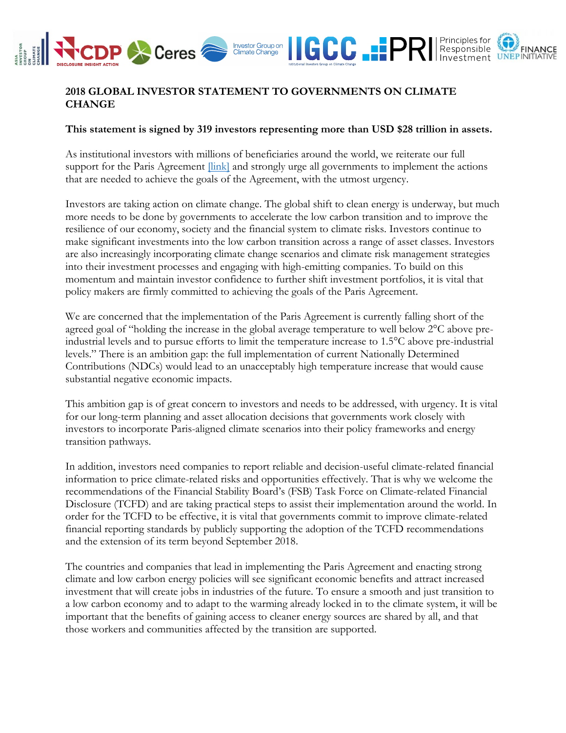# 2018 GLOBAL INVESTOR STATEMENT TO GOVERNMENTS ON CLIMATE CHANGE

**This statement is signed by 319 investors representing more than USD $28 trillion in assets.**

As institutional investors with millions of beneficiaries around the world, we reiterate our full support for the Paris Agreement [link] and strongly urge all governments to implement the actions that are needed to achieve the goals of the Agreement, with the utmost urgency.

Investors are taking action on climate change. The global shift to clean energy is underway, but much more needs to be done by governments to accelerate the low carbon transition and to improve the resilience of our economy, society and the financial system to climate risks. Investors continue to make significant investments into the low carbon transition across a range of asset classes. Investors are also increasingly incorporating climate change scenarios and climate risk management strategies into their investment processes and engaging with high-emitting companies. To build on this momentum and maintain investor confidence to further shift investment portfolios, it is vital that policy makers are firmly committed to achieving the goals of the Paris Agreement.

We are concerned that the implementation of the Paris Agreement is currently falling short of the agreed goal of "holding the increase in the global average temperature to well below 2°C above pre-industrial levels and to pursue efforts to limit the temperature increase to 1.5°C above pre-industrial levels." There is an ambition gap: the full implementation of current Nationally Determined Contributions (NDCs) would lead to an unacceptably high temperature increase that would cause substantial negative economic impacts.

This ambition gap is of great concern to investors and needs to be addressed, with urgency. It is vital for our long-term planning and asset allocation decisions that governments work closely with investors to incorporate Paris-aligned climate scenarios into their policy frameworks and energy transition pathways.

In addition, investors need companies to report reliable and decision-useful climate-related financial information to price climate-related risks and opportunities effectively. That is why we welcome the recommendations of the Financial Stability Board's (FSB) Task Force on Climate-related Financial Disclosure (TCFD) and are taking practical steps to assist their implementation around the world. In order for the TCFD to be effective, it is vital that governments commit to improve climate-related financial reporting standards by publicly supporting the adoption of the TCFD recommendations and the extension of its term beyond September 2018.

The countries and companies that lead in implementing the Paris Agreement and enacting strong climate and low carbon energy policies will see significant economic benefits and attract increased investment that will create jobs in industries of the future. To ensure a smooth and just transition to a low carbon economy and to adapt to the warming already locked in to the climate system, it will be important that the benefits of gaining access to cleaner energy sources are shared by all, and that those workers and communities affected by the transition are supported.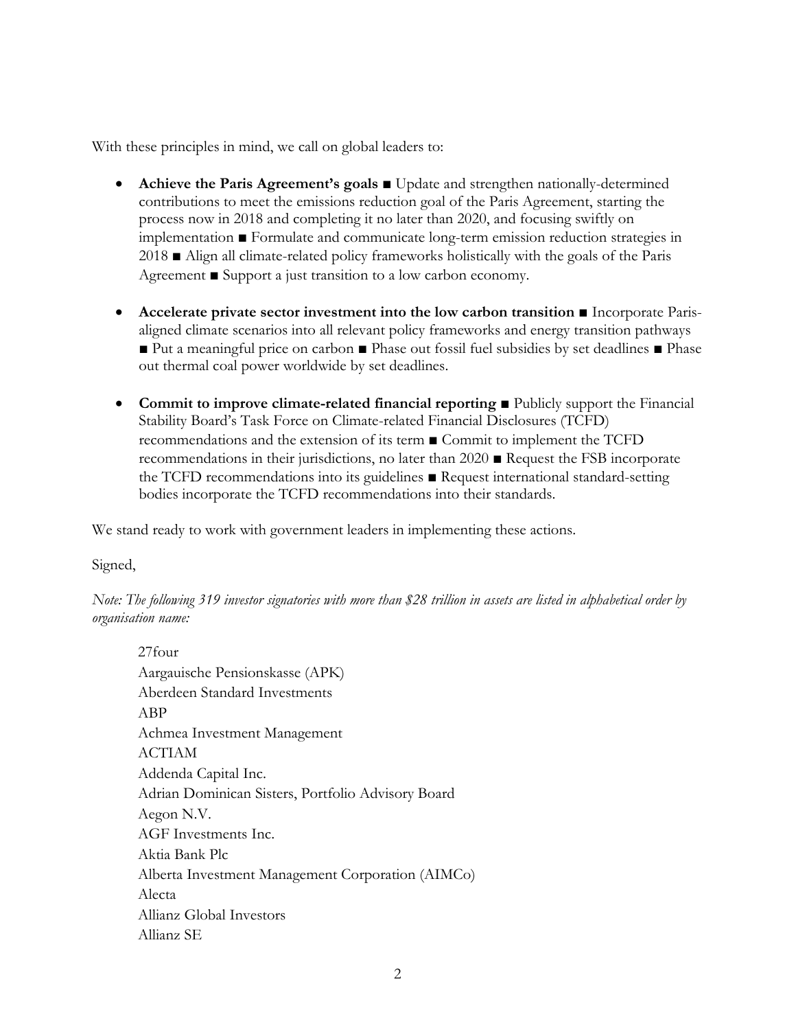With these principles in mind, we call on global leaders to:

- **Achieve the Paris Agreement's goals** ■ Update and strengthen nationally-determined contributions to meet the emissions reduction goal of the Paris Agreement, starting the process now in 2018 and completing it no later than 2020, and focusing swiftly on implementation ■ Formulate and communicate long-term emission reduction strategies in 2018 ■ Align all climate-related policy frameworks holistically with the goals of the Paris Agreement ■ Support a just transition to a low carbon economy.

- **Accelerate private sector investment into the low carbon transition** ■ Incorporate Paris-aligned climate scenarios into all relevant policy frameworks and energy transition pathways ■ Put a meaningful price on carbon ■ Phase out fossil fuel subsidies by set deadlines ■ Phase out thermal coal power worldwide by set deadlines.

- **Commit to improve climate-related financial reporting** ■ Publicly support the Financial Stability Board's Task Force on Climate-related Financial Disclosures (TCFD) recommendations and the extension of its term ■ Commit to implement the TCFD recommendations in their jurisdictions, no later than 2020 ■ Request the FSB incorporate the TCFD recommendations into its guidelines ■ Request international standard-setting bodies incorporate the TCFD recommendations into their standards.

We stand ready to work with government leaders in implementing these actions.

Signed,

*Note: The following 319 investor signatories with more than $28 trillion in assets are listed in alphabetical order by organisation name:*

27four
Aargauische Pensionskasse (APK)
Aberdeen Standard Investments
ABP
Achmea Investment Management
ACTIAM
Addenda Capital Inc.
Adrian Dominican Sisters, Portfolio Advisory Board
Aegon N.V.
AGF Investments Inc.
Aktia Bank Plc
Alberta Investment Management Corporation (AIMCo)
Alecta
Allianz Global Investors
Allianz SE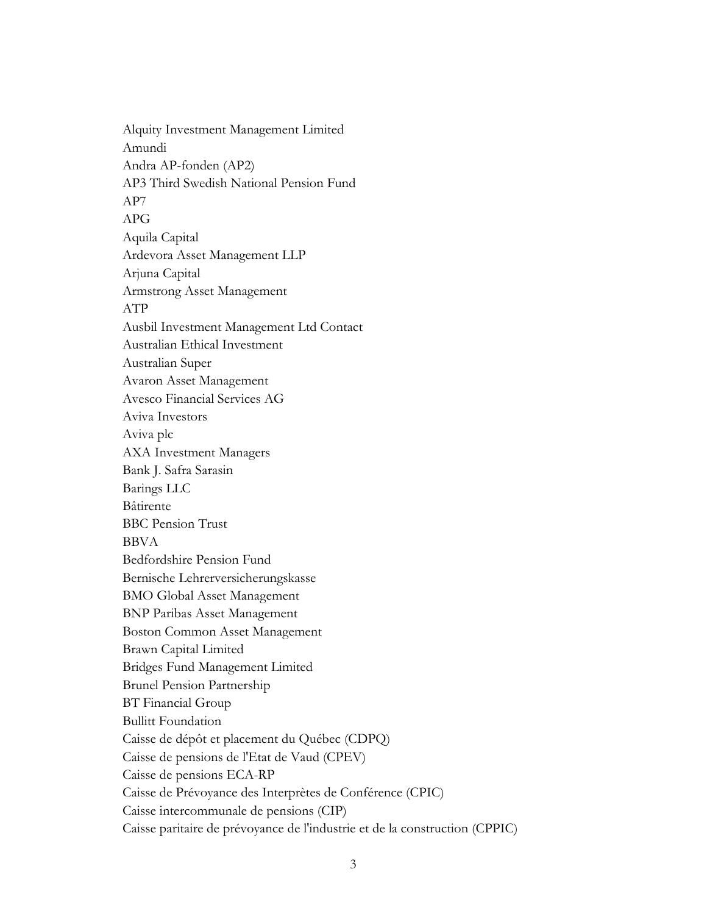Alquity Investment Management Limited
Amundi
Andra AP-fonden (AP2)
AP3 Third Swedish National Pension Fund
AP7
APG
Aquila Capital
Ardevora Asset Management LLP
Arjuna Capital
Armstrong Asset Management
ATP
Ausbil Investment Management Ltd Contact
Australian Ethical Investment
Australian Super
Avaron Asset Management
Avesco Financial Services AG
Aviva Investors
Aviva plc
AXA Investment Managers
Bank J. Safra Sarasin
Barings LLC
Bâtirente
BBC Pension Trust
BBVA
Bedfordshire Pension Fund
Bernische Lehrerversicherungskasse
BMO Global Asset Management
BNP Paribas Asset Management
Boston Common Asset Management
Brawn Capital Limited
Bridges Fund Management Limited
Brunel Pension Partnership
BT Financial Group
Bullitt Foundation
Caisse de dépôt et placement du Québec (CDPQ)
Caisse de pensions de l'Etat de Vaud (CPEV)
Caisse de pensions ECA-RP
Caisse de Prévoyance des Interprètes de Conférence (CPIC)
Caisse intercommunale de pensions (CIP)
Caisse paritaire de prévoyance de l'industrie et de la construction (CPPIC)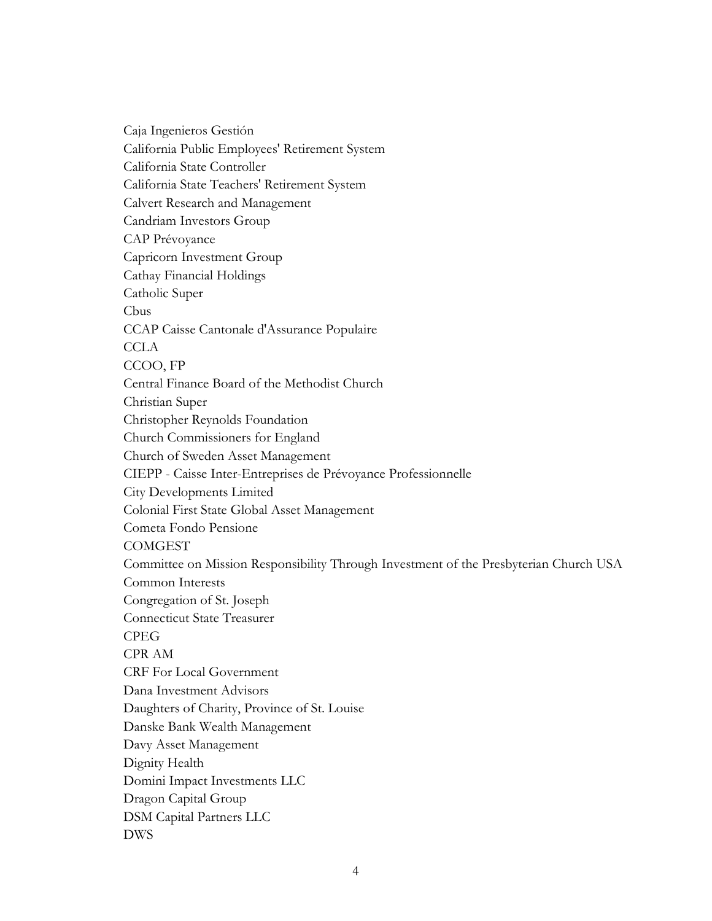Caja Ingenieros Gestión
California Public Employees' Retirement System
California State Controller
California State Teachers' Retirement System
Calvert Research and Management
Candriam Investors Group
CAP Prévoyance
Capricorn Investment Group
Cathay Financial Holdings
Catholic Super
Cbus
CCAP Caisse Cantonale d'Assurance Populaire
CCLA
CCOO, FP
Central Finance Board of the Methodist Church
Christian Super
Christopher Reynolds Foundation
Church Commissioners for England
Church of Sweden Asset Management
CIEPP - Caisse Inter-Entreprises de Prévoyance Professionnelle
City Developments Limited
Colonial First State Global Asset Management
Cometa Fondo Pensione
COMGEST
Committee on Mission Responsibility Through Investment of the Presbyterian Church USA
Common Interests
Congregation of St. Joseph
Connecticut State Treasurer
CPEG
CPR AM
CRF For Local Government
Dana Investment Advisors
Daughters of Charity, Province of St. Louise
Danske Bank Wealth Management
Davy Asset Management
Dignity Health
Domini Impact Investments LLC
Dragon Capital Group
DSM Capital Partners LLC
DWS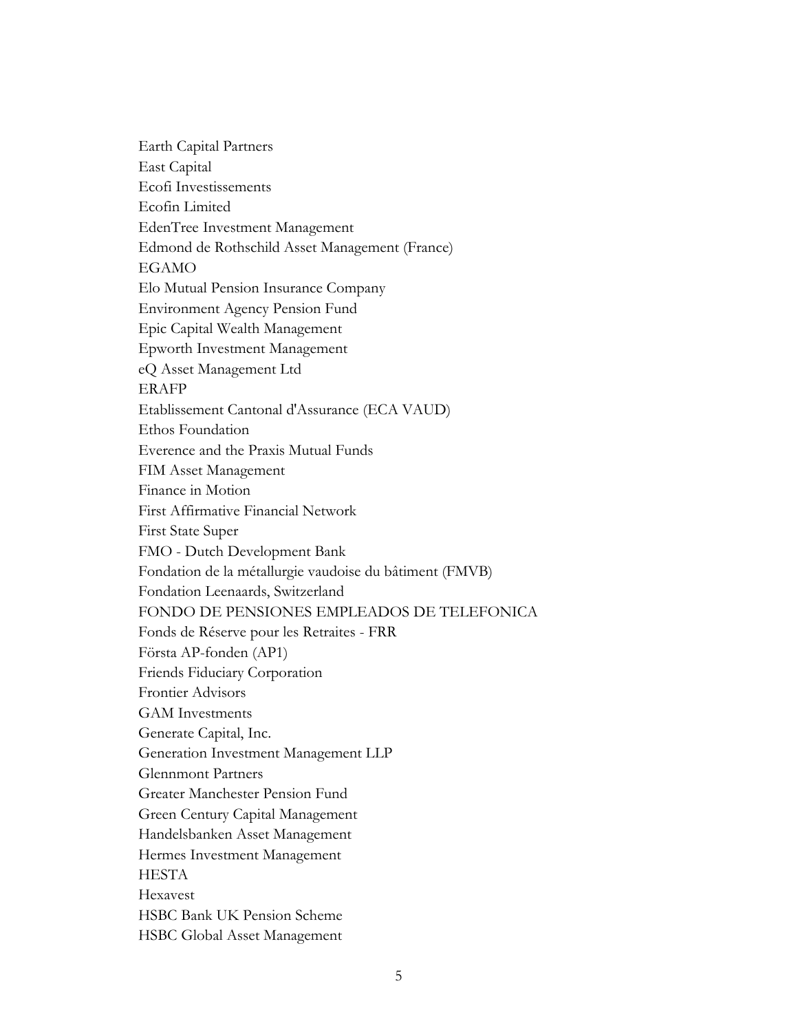Earth Capital Partners
East Capital
Ecofi Investissements
Ecofin Limited
EdenTree Investment Management
Edmond de Rothschild Asset Management (France)
EGAMO
Elo Mutual Pension Insurance Company
Environment Agency Pension Fund
Epic Capital Wealth Management
Epworth Investment Management
eQ Asset Management Ltd
ERAFP
Etablissement Cantonal d'Assurance (ECA VAUD)
Ethos Foundation
Everence and the Praxis Mutual Funds
FIM Asset Management
Finance in Motion
First Affirmative Financial Network
First State Super
FMO - Dutch Development Bank
Fondation de la métallurgie vaudoise du bâtiment (FMVB)
Fondation Leenaards, Switzerland
FONDO DE PENSIONES EMPLEADOS DE TELEFONICA
Fonds de Réserve pour les Retraites - FRR
Första AP-fonden (AP1)
Friends Fiduciary Corporation
Frontier Advisors
GAM Investments
Generate Capital, Inc.
Generation Investment Management LLP
Glennmont Partners
Greater Manchester Pension Fund
Green Century Capital Management
Handelsbanken Asset Management
Hermes Investment Management
HESTA
Hexavest
HSBC Bank UK Pension Scheme
HSBC Global Asset Management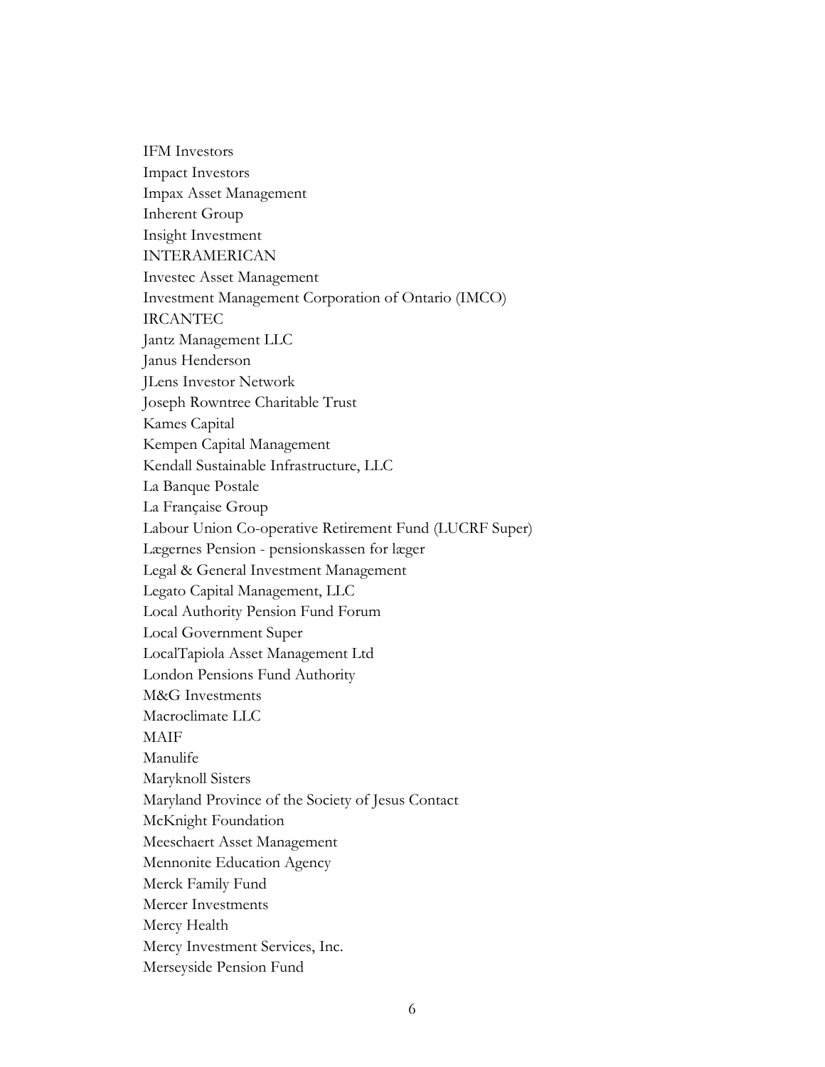IFM Investors
Impact Investors
Impax Asset Management
Inherent Group
Insight Investment
INTERAMERICAN
Investec Asset Management
Investment Management Corporation of Ontario (IMCO)
IRCANTEC
Jantz Management LLC
Janus Henderson
JLens Investor Network
Joseph Rowntree Charitable Trust
Kames Capital
Kempen Capital Management
Kendall Sustainable Infrastructure, LLC
La Banque Postale
La Française Group
Labour Union Co-operative Retirement Fund (LUCRF Super)
Lægernes Pension - pensionskassen for læger
Legal & General Investment Management
Legato Capital Management, LLC
Local Authority Pension Fund Forum
Local Government Super
LocalTapiola Asset Management Ltd
London Pensions Fund Authority
M&G Investments
Macroclimate LLC
MAIF
Manulife
Maryknoll Sisters
Maryland Province of the Society of Jesus Contact
McKnight Foundation
Meeschaert Asset Management
Mennonite Education Agency
Merck Family Fund
Mercer Investments
Mercy Health
Mercy Investment Services, Inc.
Merseyside Pension Fund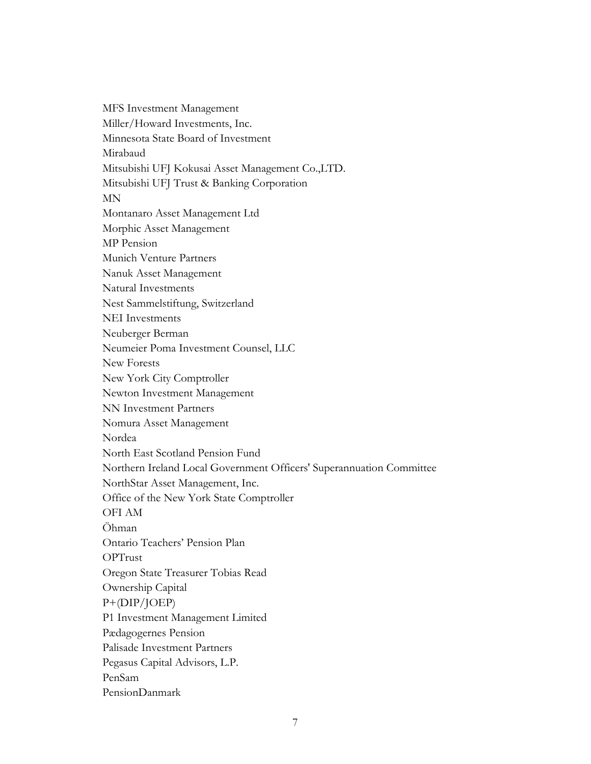MFS Investment Management

Miller/Howard Investments, Inc.

Minnesota State Board of Investment

Mirabaud

Mitsubishi UFJ Kokusai Asset Management Co.,LTD.

Mitsubishi UFJ Trust & Banking Corporation

MN

Montanaro Asset Management Ltd

Morphic Asset Management

MP Pension

Munich Venture Partners

Nanuk Asset Management

Natural Investments

Nest Sammelstiftung, Switzerland

NEI Investments

Neuberger Berman

Neumeier Poma Investment Counsel, LLC

New Forests

New York City Comptroller

Newton Investment Management

NN Investment Partners

Nomura Asset Management

Nordea

North East Scotland Pension Fund

Northern Ireland Local Government Officers' Superannuation Committee

NorthStar Asset Management, Inc.

Office of the New York State Comptroller

OFI AM

Öhman

Ontario Teachers' Pension Plan

OPTrust

Oregon State Treasurer Tobias Read

Ownership Capital

P+(DIP/JOEP)

P1 Investment Management Limited

Pædagogernes Pension

Palisade Investment Partners

Pegasus Capital Advisors, L.P.

PenSam

PensionDanmark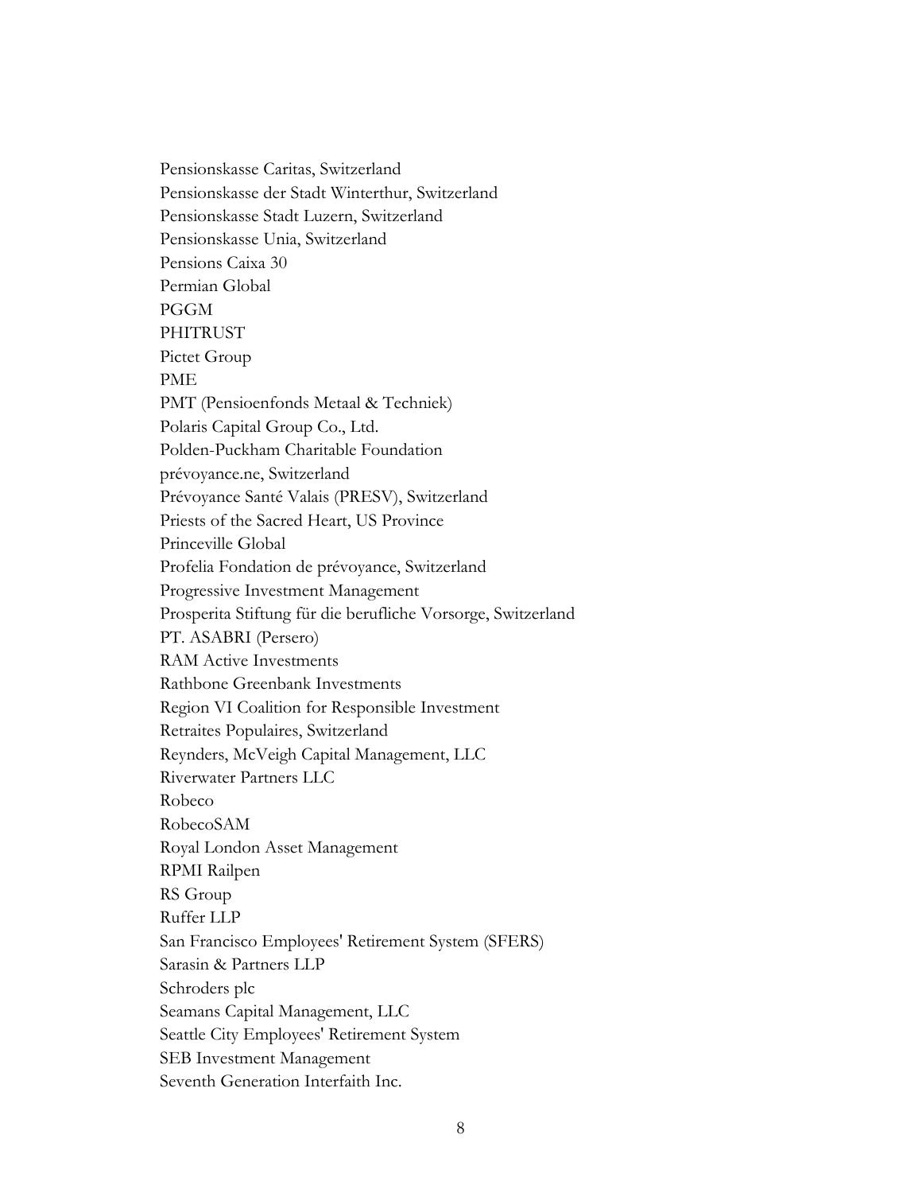Pensionskasse Caritas, Switzerland
Pensionskasse der Stadt Winterthur, Switzerland
Pensionskasse Stadt Luzern, Switzerland
Pensionskasse Unia, Switzerland
Pensions Caixa 30
Permian Global
PGGM
PHITRUST
Pictet Group
PME
PMT (Pensioenfonds Metaal & Techniek)
Polaris Capital Group Co., Ltd.
Polden-Puckham Charitable Foundation
prévoyance.ne, Switzerland
Prévoyance Santé Valais (PRESV), Switzerland
Priests of the Sacred Heart, US Province
Princeville Global
Profelia Fondation de prévoyance, Switzerland
Progressive Investment Management
Prosperita Stiftung für die berufliche Vorsorge, Switzerland
PT. ASABRI (Persero)
RAM Active Investments
Rathbone Greenbank Investments
Region VI Coalition for Responsible Investment
Retraites Populaires, Switzerland
Reynders, McVeigh Capital Management, LLC
Riverwater Partners LLC
Robeco
RobecoSAM
Royal London Asset Management
RPMI Railpen
RS Group
Ruffer LLP
San Francisco Employees' Retirement System (SFERS)
Sarasin & Partners LLP
Schroders plc
Seamans Capital Management, LLC
Seattle City Employees' Retirement System
SEB Investment Management
Seventh Generation Interfaith Inc.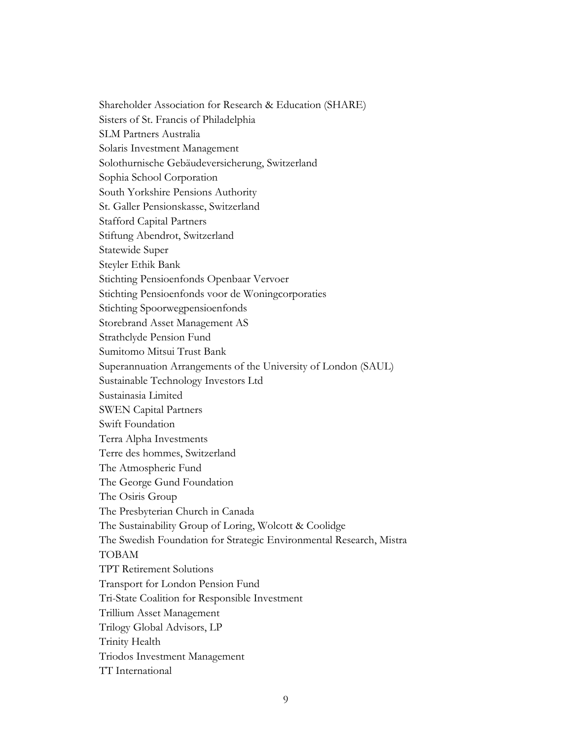Shareholder Association for Research & Education (SHARE)
Sisters of St. Francis of Philadelphia
SLM Partners Australia
Solaris Investment Management
Solothurnische Gebäudeversicherung, Switzerland
Sophia School Corporation
South Yorkshire Pensions Authority
St. Galler Pensionskasse, Switzerland
Stafford Capital Partners
Stiftung Abendrot, Switzerland
Statewide Super
Steyler Ethik Bank
Stichting Pensioenfonds Openbaar Vervoer
Stichting Pensioenfonds voor de Woningcorporaties
Stichting Spoorwegpensioenfonds
Storebrand Asset Management AS
Strathclyde Pension Fund
Sumitomo Mitsui Trust Bank
Superannuation Arrangements of the University of London (SAUL)
Sustainable Technology Investors Ltd
Sustainasia Limited
SWEN Capital Partners
Swift Foundation
Terra Alpha Investments
Terre des hommes, Switzerland
The Atmospheric Fund
The George Gund Foundation
The Osiris Group
The Presbyterian Church in Canada
The Sustainability Group of Loring, Wolcott & Coolidge
The Swedish Foundation for Strategic Environmental Research, Mistra
TOBAM
TPT Retirement Solutions
Transport for London Pension Fund
Tri-State Coalition for Responsible Investment
Trillium Asset Management
Trilogy Global Advisors, LP
Trinity Health
Triodos Investment Management
TT International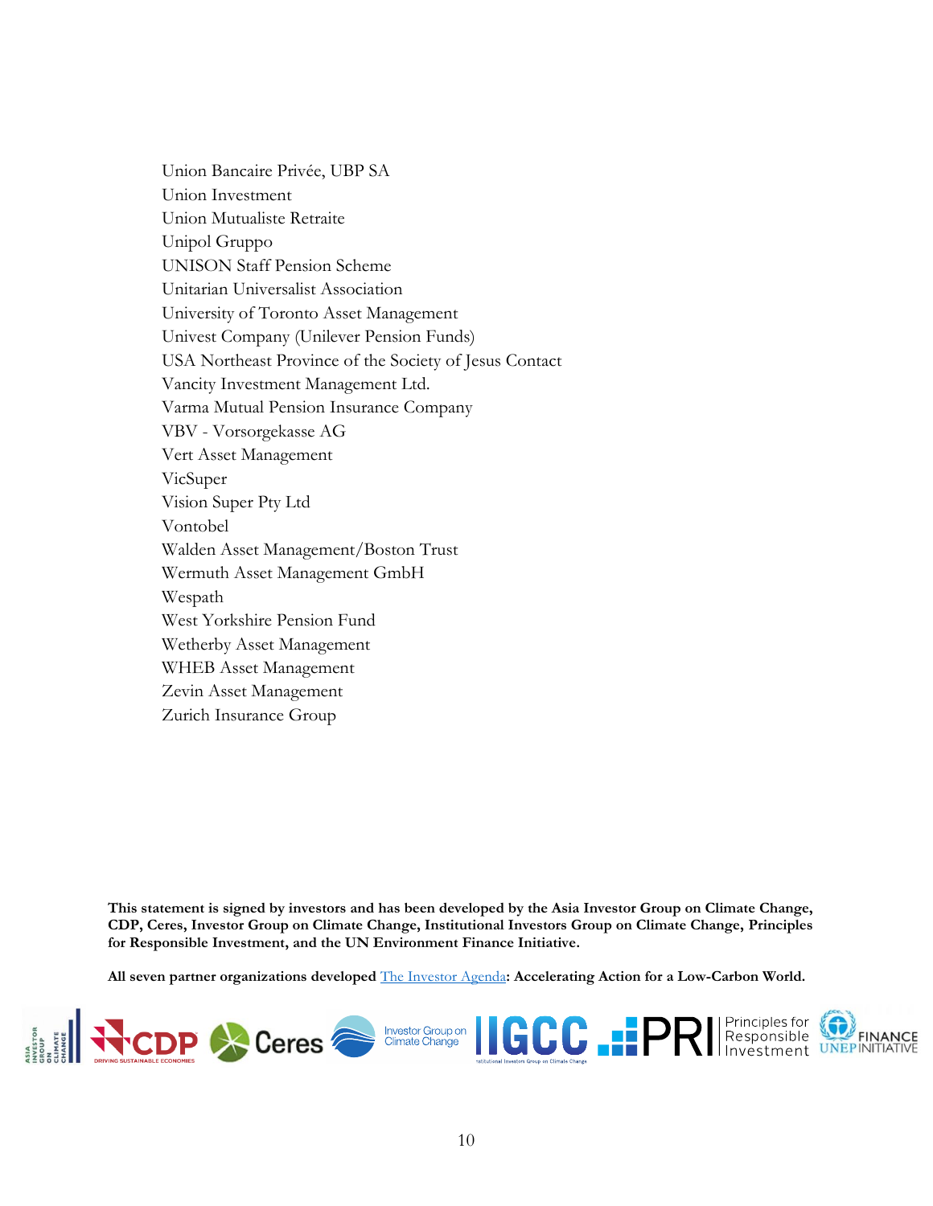Union Bancaire Privée, UBP SA
Union Investment
Union Mutualiste Retraite
Unipol Gruppo
UNISON Staff Pension Scheme
Unitarian Universalist Association
University of Toronto Asset Management
Univest Company (Unilever Pension Funds)
USA Northeast Province of the Society of Jesus Contact
Vancity Investment Management Ltd.
Varma Mutual Pension Insurance Company
VBV - Vorsorgekasse AG
Vert Asset Management
VicSuper
Vision Super Pty Ltd
Vontobel
Walden Asset Management/Boston Trust
Wermuth Asset Management GmbH
Wespath
West Yorkshire Pension Fund
Wetherby Asset Management
WHEB Asset Management
Zevin Asset Management
Zurich Insurance Group

**This statement is signed by investors and has been developed by the Asia Investor Group on Climate Change, CDP, Ceres, Investor Group on Climate Change, Institutional Investors Group on Climate Change, Principles for Responsible Investment, and the UN Environment Finance Initiative.**

**All seven partner organizations developed** The Investor Agenda**: Accelerating Action for a Low-Carbon World.**